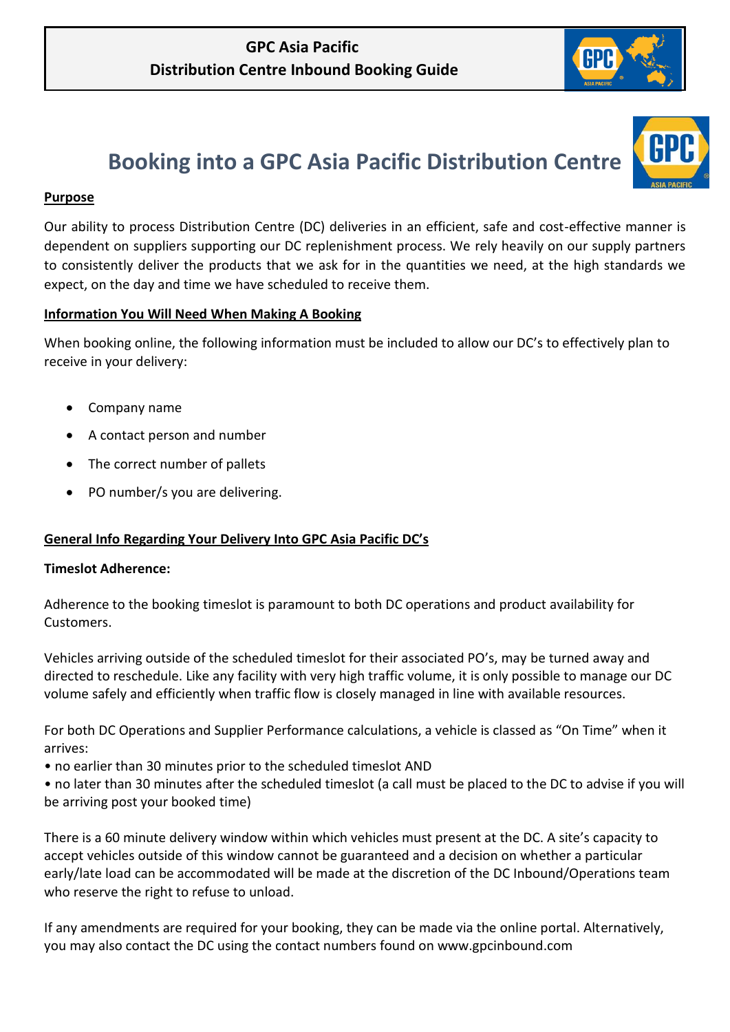**GPC Asia Pacific**
**Distribution Centre Inbound Booking Guide**

# Booking into a GPC Asia Pacific Distribution Centre

## Purpose

Our ability to process Distribution Centre (DC) deliveries in an efficient, safe and cost-effective manner is dependent on suppliers supporting our DC replenishment process. We rely heavily on our supply partners to consistently deliver the products that we ask for in the quantities we need, at the high standards we expect, on the day and time we have scheduled to receive them.

## Information You Will Need When Making A Booking

When booking online, the following information must be included to allow our DC's to effectively plan to receive in your delivery:

- Company name
- A contact person and number
- The correct number of pallets
- PO number/s you are delivering.

## General Info Regarding Your Delivery Into GPC Asia Pacific DC's

**Timeslot Adherence:**

Adherence to the booking timeslot is paramount to both DC operations and product availability for Customers.

Vehicles arriving outside of the scheduled timeslot for their associated PO's, may be turned away and directed to reschedule. Like any facility with very high traffic volume, it is only possible to manage our DC volume safely and efficiently when traffic flow is closely managed in line with available resources.

For both DC Operations and Supplier Performance calculations, a vehicle is classed as "On Time" when it arrives:

- no earlier than 30 minutes prior to the scheduled timeslot AND
- no later than 30 minutes after the scheduled timeslot (a call must be placed to the DC to advise if you will be arriving post your booked time)

There is a 60 minute delivery window within which vehicles must present at the DC. A site's capacity to accept vehicles outside of this window cannot be guaranteed and a decision on whether a particular early/late load can be accommodated will be made at the discretion of the DC Inbound/Operations team who reserve the right to refuse to unload.

If any amendments are required for your booking, they can be made via the online portal. Alternatively, you may also contact the DC using the contact numbers found on www.gpcinbound.com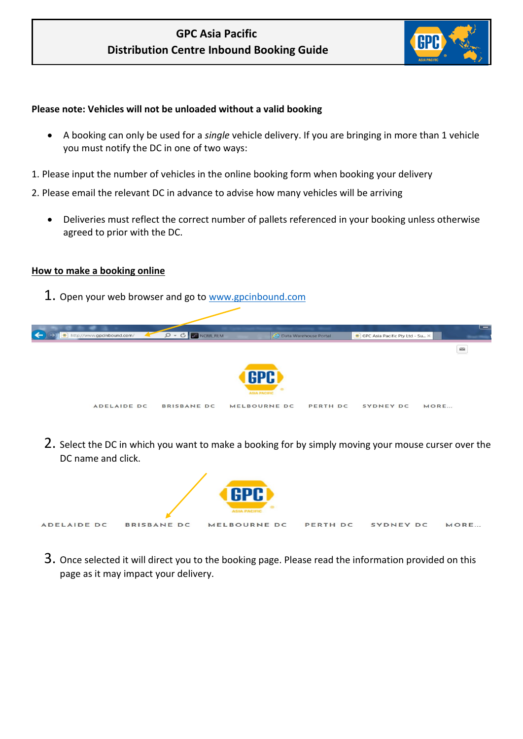# GPC Asia Pacific
## Distribution Centre Inbound Booking Guide

**Please note: Vehicles will not be unloaded without a valid booking**

- A booking can only be used for a *single* vehicle delivery. If you are bringing in more than 1 vehicle you must notify the DC in one of two ways:

1. Please input the number of vehicles in the online booking form when booking your delivery
2. Please email the relevant DC in advance to advise how many vehicles will be arriving

- Deliveries must reflect the correct number of pallets referenced in your booking unless otherwise agreed to prior with the DC.

## How to make a booking online

1. Open your web browser and go to www.gpcinbound.com

ADELAIDE DC BRISBANE DC MELBOURNE DC PERTH DC SYDNEY DC MORE...

2. Select the DC in which you want to make a booking for by simply moving your mouse curser over the DC name and click.

ADELAIDE DC BRISBANE DC MELBOURNE DC PERTH DC SYDNEY DC MORE...

3. Once selected it will direct you to the booking page. Please read the information provided on this page as it may impact your delivery.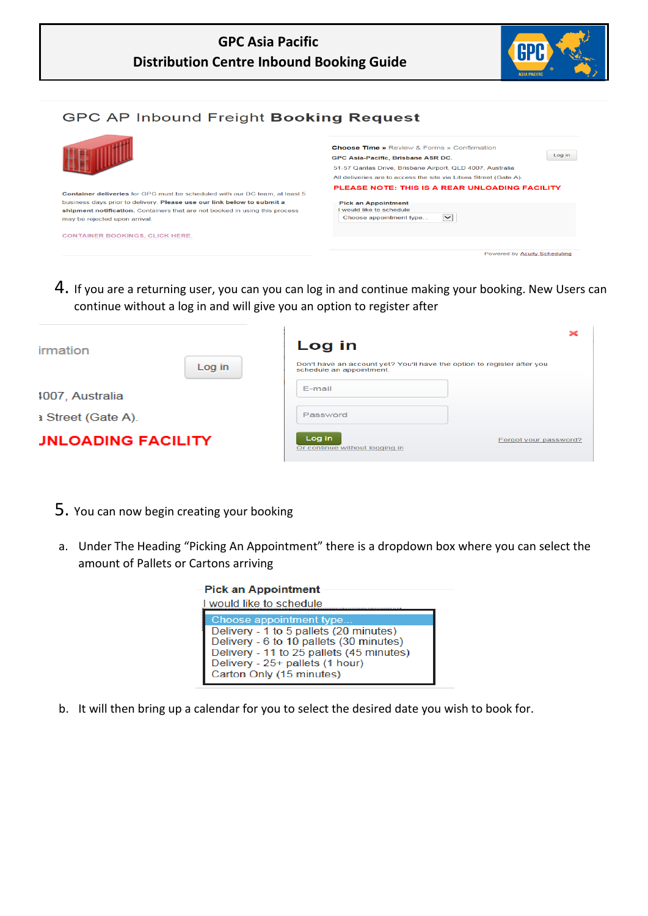4. If you are a returning user, you can you can log in and continue making your booking. New Users can continue without a log in and will give you an option to register after

5. You can now begin creating your booking

   a. Under The Heading "Picking An Appointment" there is a dropdown box where you can select the amount of Pallets or Cartons arriving

   b. It will then bring up a calendar for you to select the desired date you wish to book for.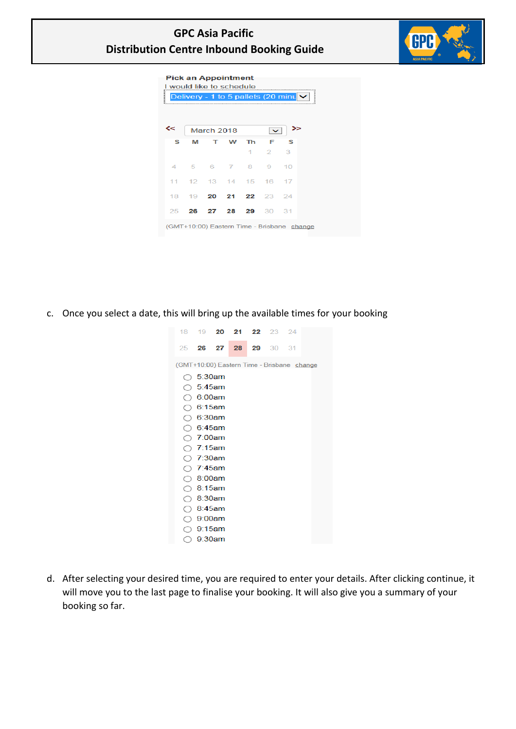Pick an Appointment

I would like to schedule

Delivery - 1 to 5 pallets (20 minu

<< March 2018 >>

| S | M | T | W | Th | F | S |
|---|---|---|---|---|---|---|
| | | | | 1 | 2 | 3 |
| 4 | 5 | 6 | 7 | 8 | 9 | 10 |
| 11 | 12 | 13 | 14 | 15 | 16 | 17 |
| 18 | 19 | **20** | **21** | **22** | 23 | 24 |
| 25 | **26** | **27** | **28** | **29** | 30 | 31 |

(GMT+10:00) Eastern Time - Brisbane change

c. Once you select a date, this will bring up the available times for your booking

| | | | | | | |
|---|---|---|---|---|---|---|
| 18 | 19 | **20** | **21** | **22** | 23 | 24 |
| 25 | **26** | **27** | **28** | **29** | 30 | 31 |

(GMT+10:00) Eastern Time - Brisbane change

- 5:30am
- 5:45am
- 6:00am
- 6:15am
- 6:30am
- 6:45am
- 7:00am
- 7:15am
- 7:30am
- 7:45am
- 8:00am
- 8:15am
- 8:30am
- 8:45am
- 9:00am
- 9:15am
- 9:30am

d. After selecting your desired time, you are required to enter your details. After clicking continue, it will move you to the last page to finalise your booking. It will also give you a summary of your booking so far.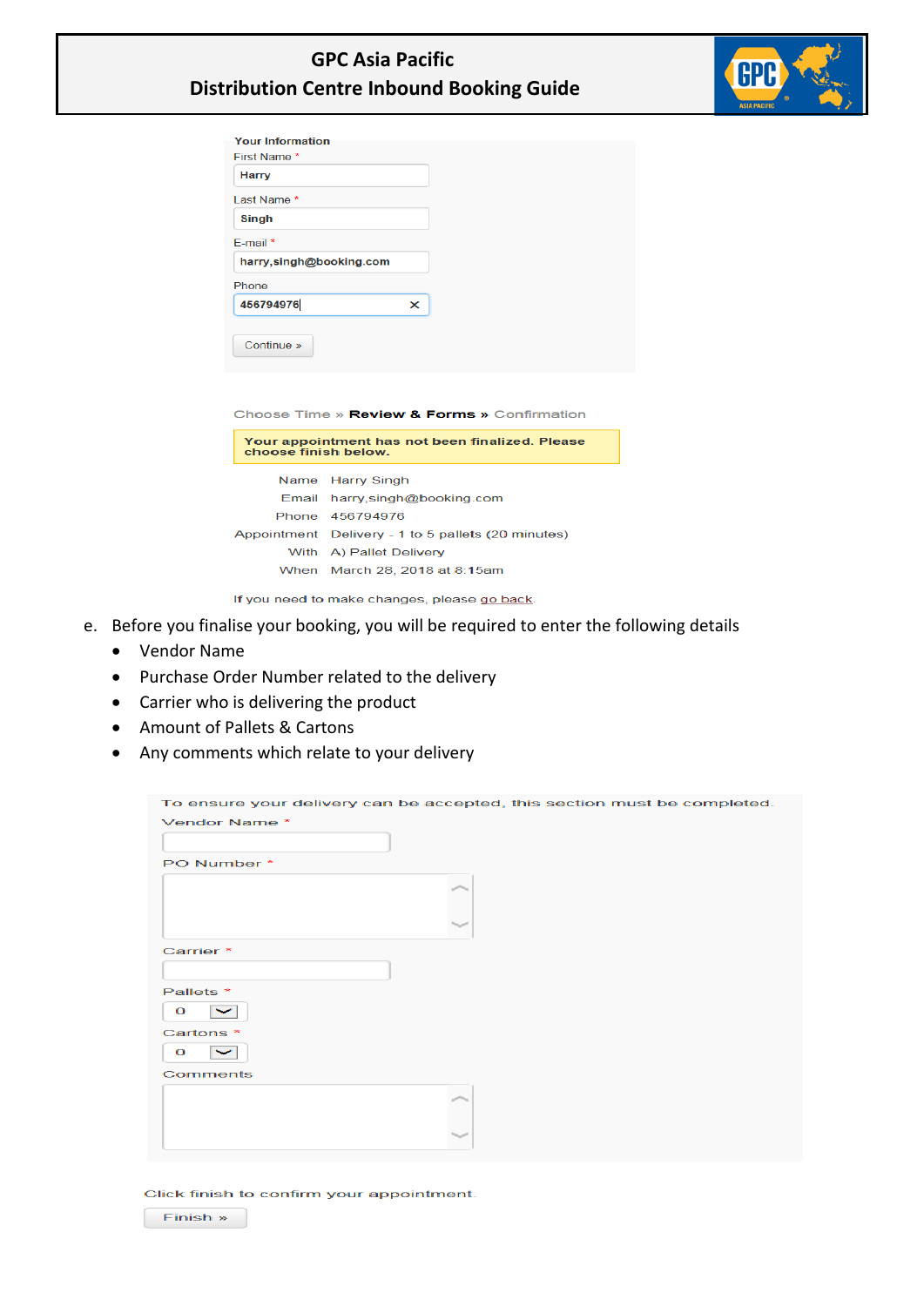Your Information

First Name *

Harry

Last Name *

Singh

E-mail *

harry,singh@booking.com

Phone

456794976

Continue »

Choose Time » **Review & Forms** » Confirmation

**Your appointment has not been finalized. Please choose finish below.**

| | |
|---|---|
| Name | Harry Singh |
| Email | harry,singh@booking.com |
| Phone | 456794976 |
| Appointment | Delivery - 1 to 5 pallets (20 minutes) |
| With | A) Pallet Delivery |
| When | March 28, 2018 at 8:15am |

If you need to make changes, please go back.

e. Before you finalise your booking, you will be required to enter the following details

- Vendor Name
- Purchase Order Number related to the delivery
- Carrier who is delivering the product
- Amount of Pallets & Cartons
- Any comments which relate to your delivery

To ensure your delivery can be accepted, this section must be completed.

Vendor Name *

PO Number *

Carrier *

Pallets *

0

Cartons *

0

Comments

Click finish to confirm your appointment.

Finish »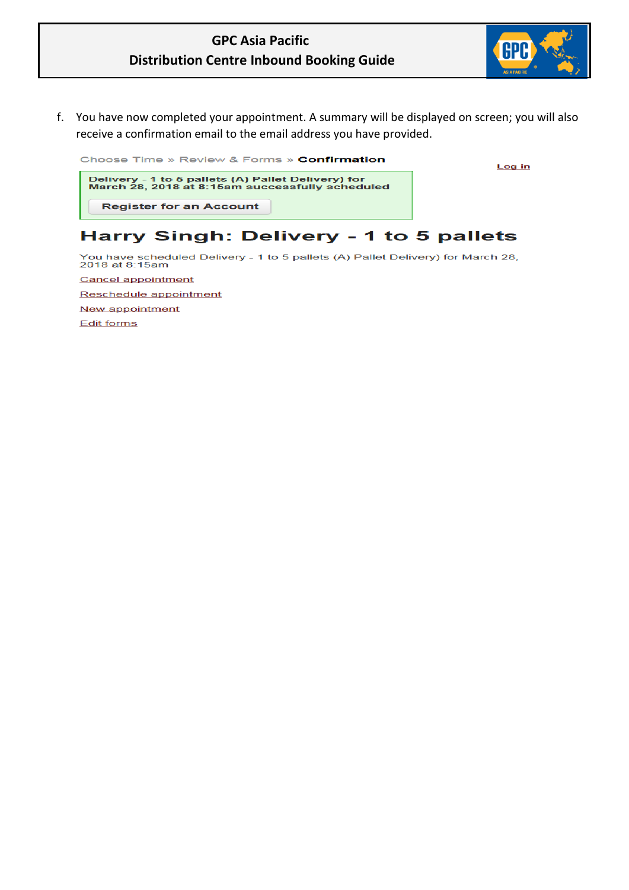f. You have now completed your appointment. A summary will be displayed on screen; you will also receive a confirmation email to the email address you have provided.

Choose Time » Review & Forms » **Confirmation**

Log in

Delivery - 1 to 5 pallets (A) Pallet Delivery) for March 28, 2018 at 8:15am successfully scheduled

Register for an Account

## Harry Singh: Delivery - 1 to 5 pallets

You have scheduled Delivery - 1 to 5 pallets (A) Pallet Delivery) for March 28, 2018 at 8:15am

Cancel appointment

Reschedule appointment

New appointment

Edit forms